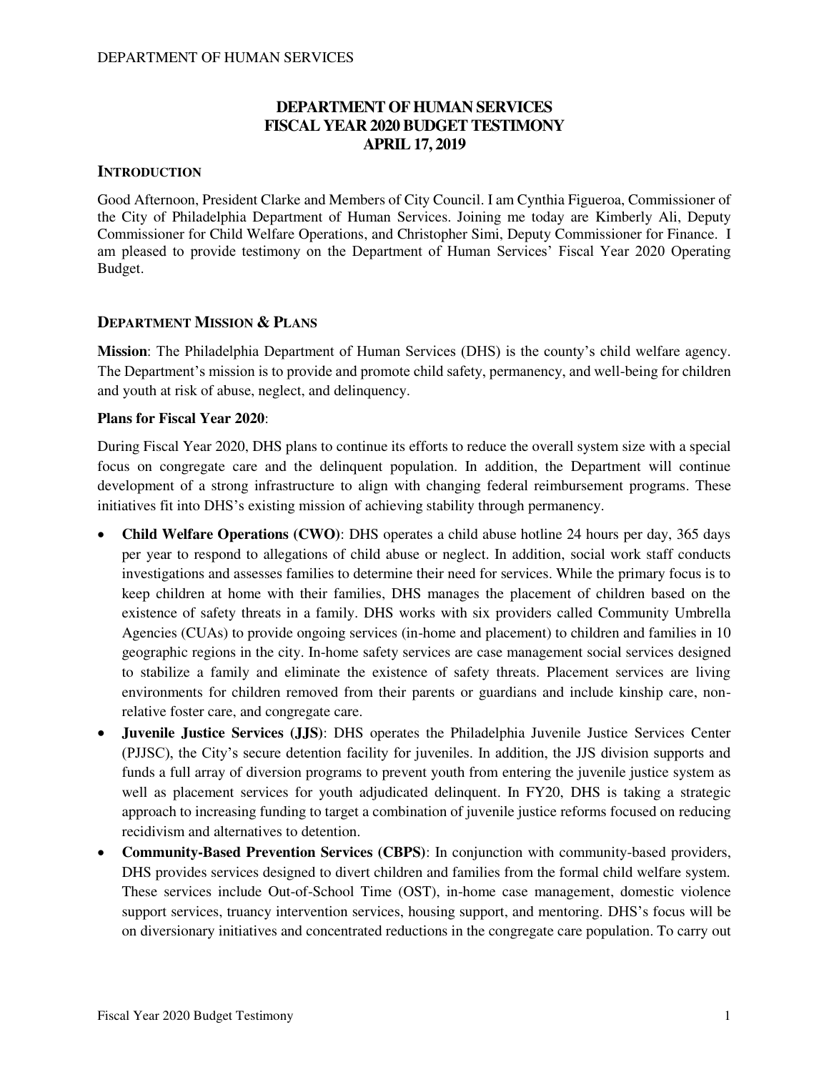# DEPARTMENT OF HUMAN SERVICES
# FISCAL YEAR 2020 BUDGET TESTIMONY
# APRIL 17, 2019

## INTRODUCTION

Good Afternoon, President Clarke and Members of City Council. I am Cynthia Figueroa, Commissioner of the City of Philadelphia Department of Human Services. Joining me today are Kimberly Ali, Deputy Commissioner for Child Welfare Operations, and Christopher Simi, Deputy Commissioner for Finance. I am pleased to provide testimony on the Department of Human Services' Fiscal Year 2020 Operating Budget.

## DEPARTMENT MISSION & PLANS

**Mission**: The Philadelphia Department of Human Services (DHS) is the county's child welfare agency. The Department's mission is to provide and promote child safety, permanency, and well-being for children and youth at risk of abuse, neglect, and delinquency.

**Plans for Fiscal Year 2020**:

During Fiscal Year 2020, DHS plans to continue its efforts to reduce the overall system size with a special focus on congregate care and the delinquent population. In addition, the Department will continue development of a strong infrastructure to align with changing federal reimbursement programs. These initiatives fit into DHS's existing mission of achieving stability through permanency.

- **Child Welfare Operations (CWO)**: DHS operates a child abuse hotline 24 hours per day, 365 days per year to respond to allegations of child abuse or neglect. In addition, social work staff conducts investigations and assesses families to determine their need for services. While the primary focus is to keep children at home with their families, DHS manages the placement of children based on the existence of safety threats in a family. DHS works with six providers called Community Umbrella Agencies (CUAs) to provide ongoing services (in-home and placement) to children and families in 10 geographic regions in the city. In-home safety services are case management social services designed to stabilize a family and eliminate the existence of safety threats. Placement services are living environments for children removed from their parents or guardians and include kinship care, non-relative foster care, and congregate care.
- **Juvenile Justice Services (JJS)**: DHS operates the Philadelphia Juvenile Justice Services Center (PJJSC), the City's secure detention facility for juveniles. In addition, the JJS division supports and funds a full array of diversion programs to prevent youth from entering the juvenile justice system as well as placement services for youth adjudicated delinquent. In FY20, DHS is taking a strategic approach to increasing funding to target a combination of juvenile justice reforms focused on reducing recidivism and alternatives to detention.
- **Community-Based Prevention Services (CBPS)**: In conjunction with community-based providers, DHS provides services designed to divert children and families from the formal child welfare system. These services include Out-of-School Time (OST), in-home case management, domestic violence support services, truancy intervention services, housing support, and mentoring. DHS's focus will be on diversionary initiatives and concentrated reductions in the congregate care population. To carry out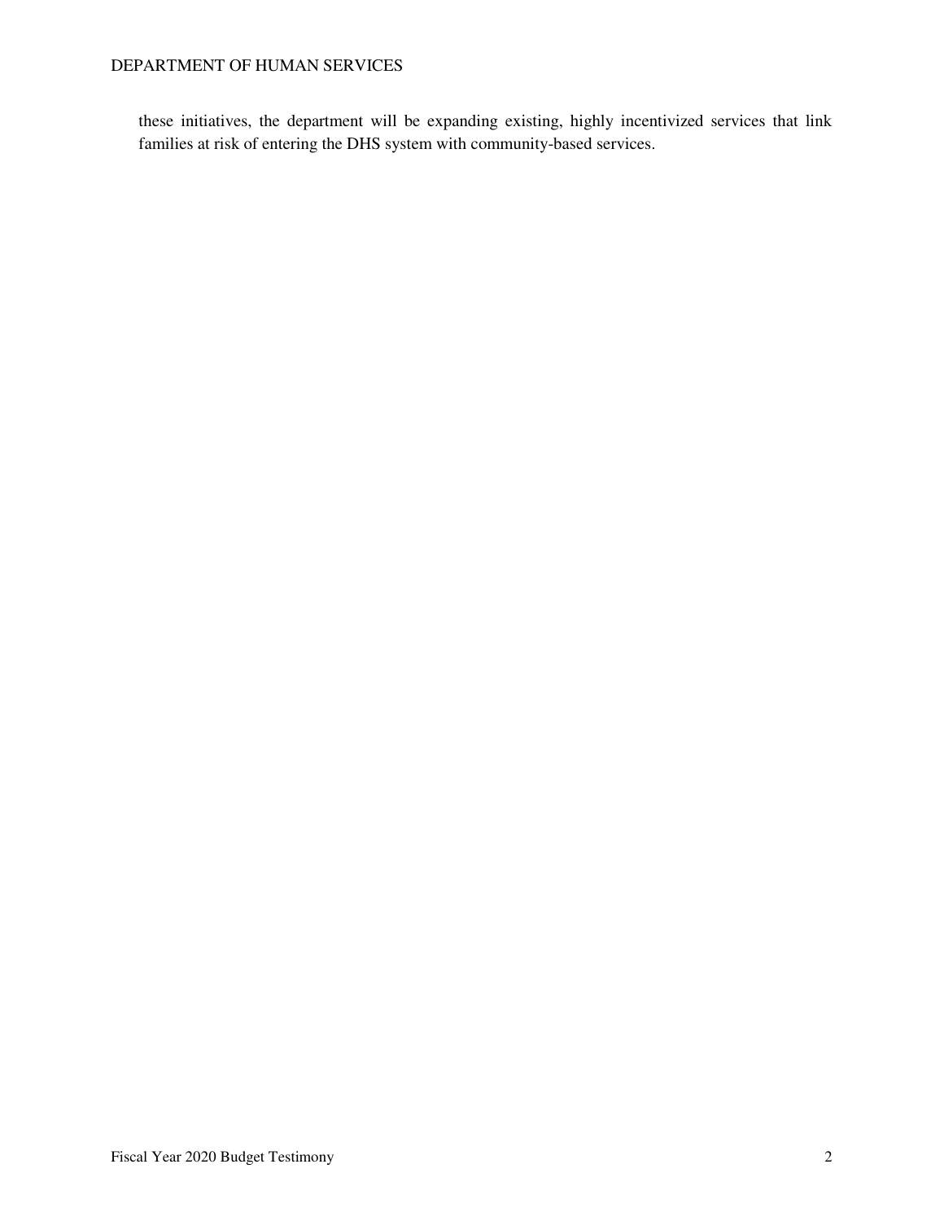these initiatives, the department will be expanding existing, highly incentivized services that link families at risk of entering the DHS system with community-based services.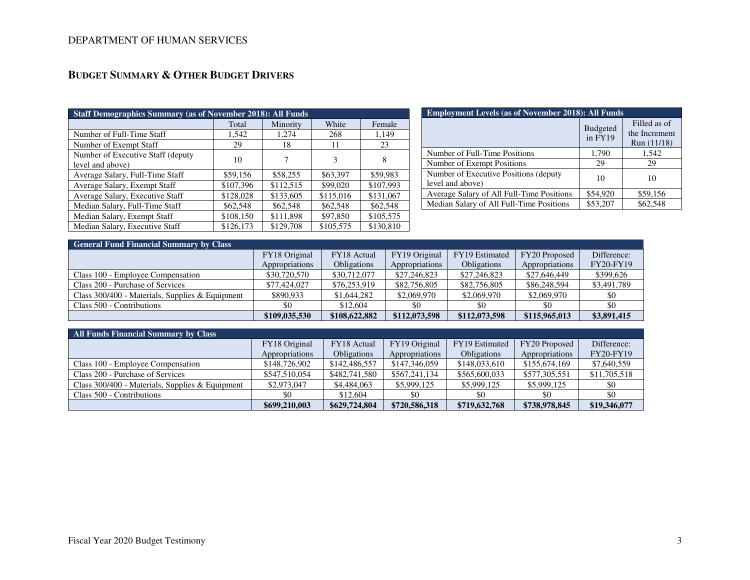## BUDGET SUMMARY & OTHER BUDGET DRIVERS

| Staff Demographics Summary (as of November 2018): All Funds | | | | |
|---|---|---|---|---|
| | Total | Minority | White | Female |
| Number of Full-Time Staff | 1,542 | 1,274 | 268 | 1,149 |
| Number of Exempt Staff | 29 | 18 | 11 | 23 |
| Number of Executive Staff (deputy level and above) | 10 | 7 | 3 | 8 |
| Average Salary, Full-Time Staff | $59,156 | $58,255 | $63,397 | $59,983 |
| Average Salary, Exempt Staff | $107,396 | $112,515 | $99,020 | $107,993 |
| Average Salary, Executive Staff | $128,028 | $133,605 | $115,016 | $131,067 |
| Median Salary, Full-Time Staff | $62,548 | $62,548 | $62,548 | $62,548 |
| Median Salary, Exempt Staff | $108,150 | $111,898 | $97,850 | $105,575 |
| Median Salary, Executive Staff | $126,173 | $129,708 | $105,575 | $130,810 |

| Employment Levels (as of November 2018): All Funds | | |
|---|---|---|
| | Budgeted in FY19 | Filled as of the Increment Run (11/18) |
| Number of Full-Time Positions | 1,790 | 1,542 |
| Number of Exempt Positions | 29 | 29 |
| Number of Executive Positions (deputy level and above) | 10 | 10 |
| Average Salary of All Full-Time Positions | $54,920 | $59,156 |
| Median Salary of All Full-Time Positions | $53,207 | $62,548 |

| General Fund Financial Summary by Class | | | | | | |
|---|---|---|---|---|---|---|
| | FY18 Original Appropriations | FY18 Actual Obligations | FY19 Original Appropriations | FY19 Estimated Obligations | FY20 Proposed Appropriations | Difference: FY20-FY19 |
| Class 100 - Employee Compensation | $30,720,570 | $30,712,077 | $27,246,823 | $27,246,823 | $27,646,449 | $399,626 |
| Class 200 - Purchase of Services | $77,424,027 | $76,253,919 | $82,756,805 | $82,756,805 | $86,248,594 | $3,491,789 |
| Class 300/400 - Materials, Supplies & Equipment | $890,933 | $1,644,282 | $2,069,970 | $2,069,970 | $2,069,970 | $0 |
| Class 500 - Contributions | $0 | $12,604 | $0 | $0 | $0 | $0 |
| | **$109,035,530** | **$108,622,882** | **$112,073,598** | **$112,073,598** | **$115,965,013** | **$3,891,415** |

| All Funds Financial Summary by Class | | | | | | |
|---|---|---|---|---|---|---|
| | FY18 Original Appropriations | FY18 Actual Obligations | FY19 Original Appropriations | FY19 Estimated Obligations | FY20 Proposed Appropriations | Difference: FY20-FY19 |
| Class 100 - Employee Compensation | $148,726,902 | $142,486,557 | $147,346,059 | $148,033,610 | $155,674,169 | $7,640,559 |
| Class 200 - Purchase of Services | $547,510,054 | $482,741,580 | $567,241,134 | $565,600,033 | $577,305,551 | $11,705,518 |
| Class 300/400 - Materials, Supplies & Equipment | $2,973,047 | $4,484,063 | $5,999,125 | $5,999,125 | $5,999,125 | $0 |
| Class 500 - Contributions | $0 | $12,604 | $0 | $0 | $0 | $0 |
| | **$699,210,003** | **$629,724,804** | **$720,586,318** | **$719,632,768** | **$738,978,845** | **$19,346,077** |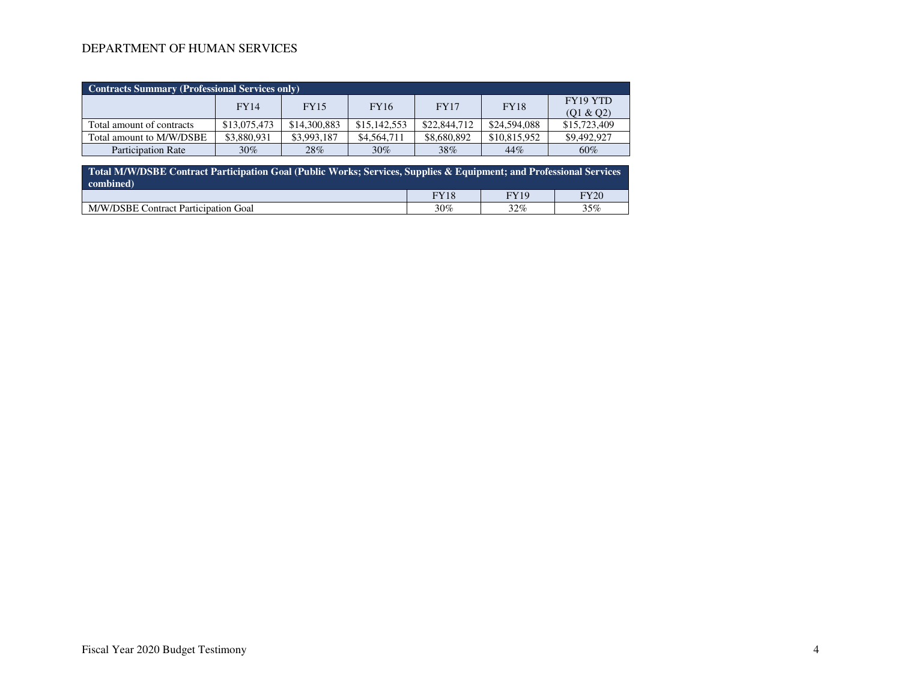DEPARTMENT OF HUMAN SERVICES

| Contracts Summary (Professional Services only) | | | | | | |
|---|---|---|---|---|---|---|
| | FY14 | FY15 | FY16 | FY17 | FY18 | FY19 YTD (Q1 & Q2) |
| Total amount of contracts | $13,075,473 | $14,300,883 | $15,142,553 | $22,844,712 | $24,594,088 | $15,723,409 |
| Total amount to M/W/DSBE | $3,880,931 | $3,993,187 | $4,564,711 | $8,680,892 | $10,815,952 | $9,492,927 |
| Participation Rate | 30% | 28% | 30% | 38% | 44% | 60% |

| Total M/W/DSBE Contract Participation Goal (Public Works; Services, Supplies & Equipment; and Professional Services combined) | | | |
|---|---|---|---|
| | FY18 | FY19 | FY20 |
| M/W/DSBE Contract Participation Goal | 30% | 32% | 35% |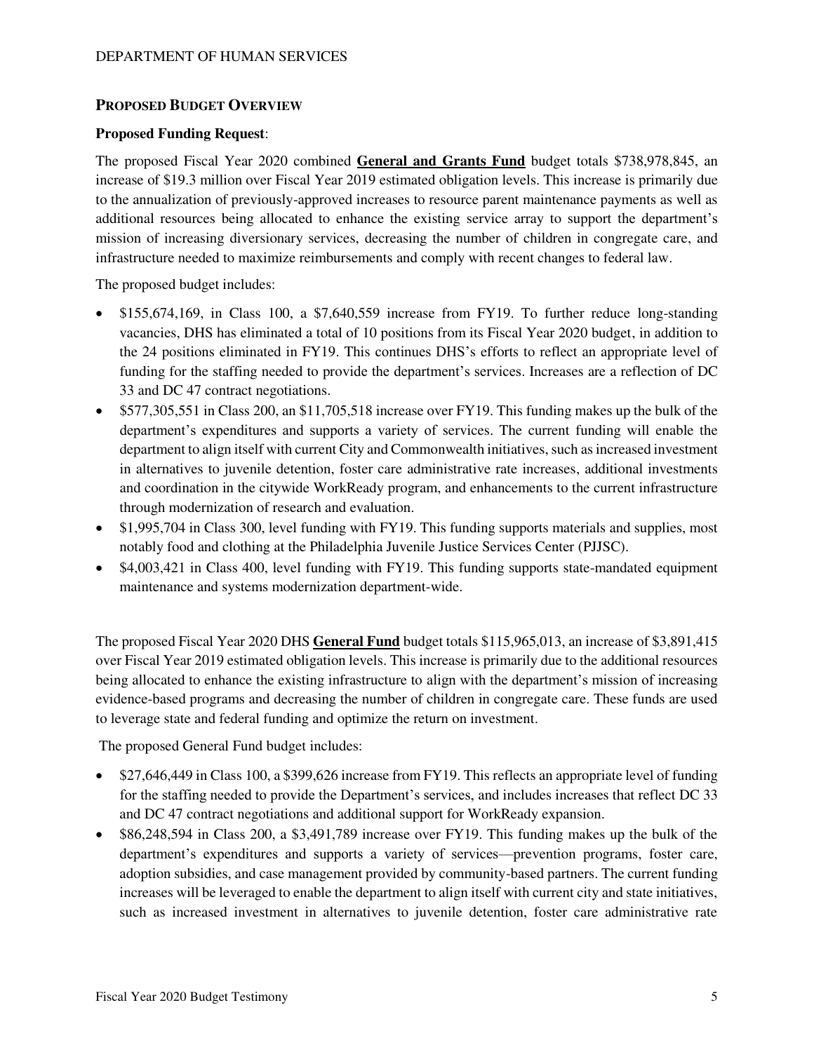## PROPOSED BUDGET OVERVIEW

**Proposed Funding Request**:

The proposed Fiscal Year 2020 combined **General and Grants Fund** budget totals $738,978,845, an increase of $19.3 million over Fiscal Year 2019 estimated obligation levels. This increase is primarily due to the annualization of previously-approved increases to resource parent maintenance payments as well as additional resources being allocated to enhance the existing service array to support the department's mission of increasing diversionary services, decreasing the number of children in congregate care, and infrastructure needed to maximize reimbursements and comply with recent changes to federal law.

The proposed budget includes:

- $155,674,169, in Class 100, a $7,640,559 increase from FY19. To further reduce long-standing vacancies, DHS has eliminated a total of 10 positions from its Fiscal Year 2020 budget, in addition to the 24 positions eliminated in FY19. This continues DHS's efforts to reflect an appropriate level of funding for the staffing needed to provide the department's services. Increases are a reflection of DC 33 and DC 47 contract negotiations.
- $577,305,551 in Class 200, an $11,705,518 increase over FY19. This funding makes up the bulk of the department's expenditures and supports a variety of services. The current funding will enable the department to align itself with current City and Commonwealth initiatives, such as increased investment in alternatives to juvenile detention, foster care administrative rate increases, additional investments and coordination in the citywide WorkReady program, and enhancements to the current infrastructure through modernization of research and evaluation.
- $1,995,704 in Class 300, level funding with FY19. This funding supports materials and supplies, most notably food and clothing at the Philadelphia Juvenile Justice Services Center (PJJSC).
- $4,003,421 in Class 400, level funding with FY19. This funding supports state-mandated equipment maintenance and systems modernization department-wide.

The proposed Fiscal Year 2020 DHS **General Fund** budget totals $115,965,013, an increase of $3,891,415 over Fiscal Year 2019 estimated obligation levels. This increase is primarily due to the additional resources being allocated to enhance the existing infrastructure to align with the department's mission of increasing evidence-based programs and decreasing the number of children in congregate care. These funds are used to leverage state and federal funding and optimize the return on investment.

The proposed General Fund budget includes:

- $27,646,449 in Class 100, a $399,626 increase from FY19. This reflects an appropriate level of funding for the staffing needed to provide the Department's services, and includes increases that reflect DC 33 and DC 47 contract negotiations and additional support for WorkReady expansion.
- $86,248,594 in Class 200, a $3,491,789 increase over FY19. This funding makes up the bulk of the department's expenditures and supports a variety of services—prevention programs, foster care, adoption subsidies, and case management provided by community-based partners. The current funding increases will be leveraged to enable the department to align itself with current city and state initiatives, such as increased investment in alternatives to juvenile detention, foster care administrative rate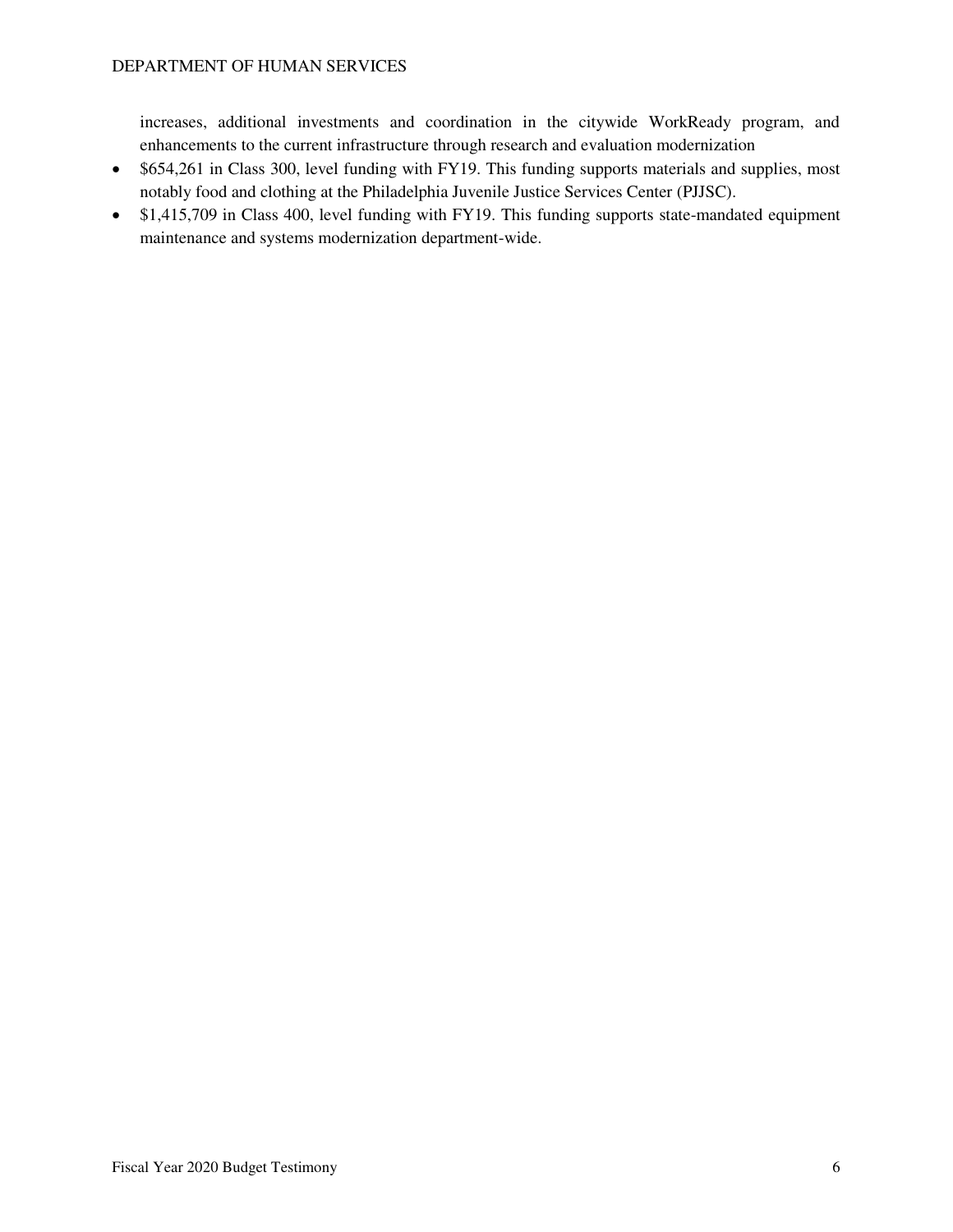increases, additional investments and coordination in the citywide WorkReady program, and enhancements to the current infrastructure through research and evaluation modernization

- $654,261 in Class 300, level funding with FY19. This funding supports materials and supplies, most notably food and clothing at the Philadelphia Juvenile Justice Services Center (PJJSC).
- $1,415,709 in Class 400, level funding with FY19. This funding supports state-mandated equipment maintenance and systems modernization department-wide.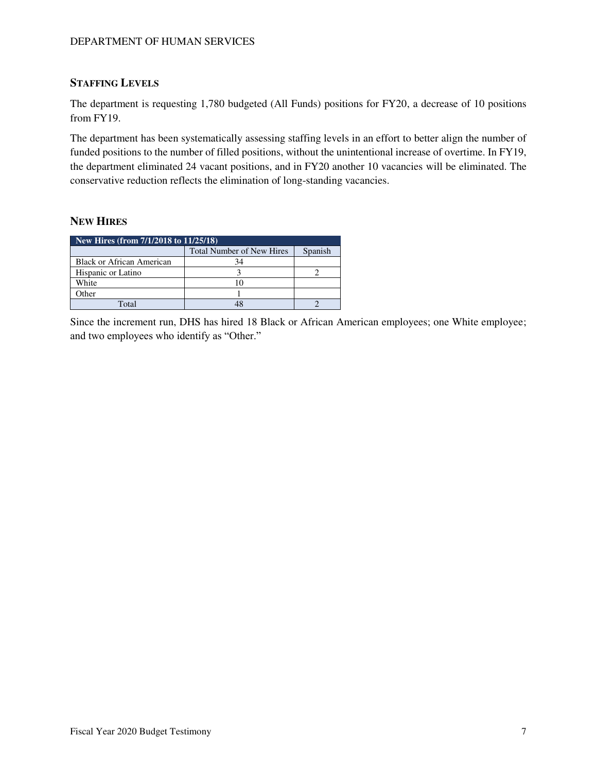## Staffing Levels

The department is requesting 1,780 budgeted (All Funds) positions for FY20, a decrease of 10 positions from FY19.

The department has been systematically assessing staffing levels in an effort to better align the number of funded positions to the number of filled positions, without the unintentional increase of overtime. In FY19, the department eliminated 24 vacant positions, and in FY20 another 10 vacancies will be eliminated. The conservative reduction reflects the elimination of long-standing vacancies.

## New Hires

| New Hires (from 7/1/2018 to 11/25/18) | | |
|---|---|---|
| | Total Number of New Hires | Spanish |
| Black or African American | 34 | |
| Hispanic or Latino | 3 | 2 |
| White | 10 | |
| Other | 1 | |
| Total | 48 | 2 |

Since the increment run, DHS has hired 18 Black or African American employees; one White employee; and two employees who identify as "Other."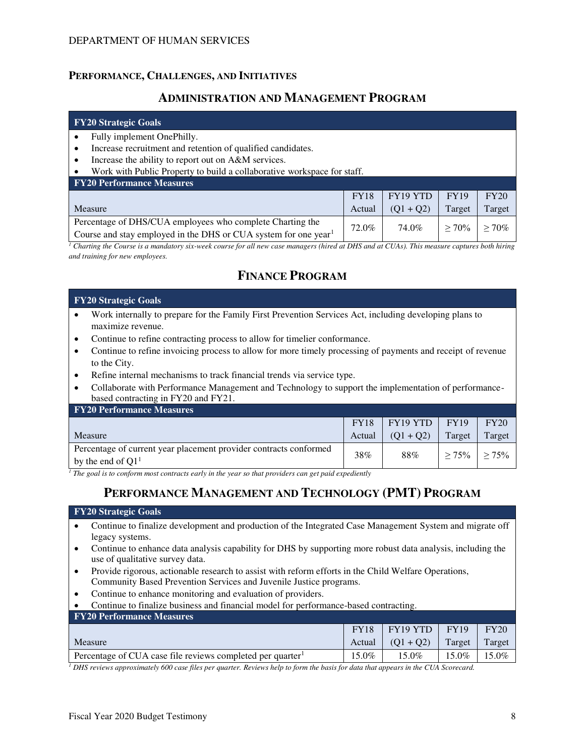## PERFORMANCE, CHALLENGES, AND INITIATIVES

### ADMINISTRATION AND MANAGEMENT PROGRAM

**FY20 Strategic Goals**

- Fully implement OnePhilly.
- Increase recruitment and retention of qualified candidates.
- Increase the ability to report out on A&M services.
- Work with Public Property to build a collaborative workspace for staff.

**FY20 Performance Measures**

| Measure | FY18 Actual | FY19 YTD (Q1 + Q2) | FY19 Target | FY20 Target |
|---|---|---|---|---|
| Percentage of DHS/CUA employees who complete Charting the Course and stay employed in the DHS or CUA system for one year[1] | 72.0% | 74.0% | ≥ 70% | ≥ 70% |

*[1] Charting the Course is a mandatory six-week course for all new case managers (hired at DHS and at CUAs). This measure captures both hiring and training for new employees.*

### FINANCE PROGRAM

**FY20 Strategic Goals**

- Work internally to prepare for the Family First Prevention Services Act, including developing plans to maximize revenue.
- Continue to refine contracting process to allow for timelier conformance.
- Continue to refine invoicing process to allow for more timely processing of payments and receipt of revenue to the City.
- Refine internal mechanisms to track financial trends via service type.
- Collaborate with Performance Management and Technology to support the implementation of performance-based contracting in FY20 and FY21.

**FY20 Performance Measures**

| Measure | FY18 Actual | FY19 YTD (Q1 + Q2) | FY19 Target | FY20 Target |
|---|---|---|---|---|
| Percentage of current year placement provider contracts conformed by the end of Q1[1] | 38% | 88% | ≥ 75% | ≥ 75% |

*[1] The goal is to conform most contracts early in the year so that providers can get paid expediently*

### PERFORMANCE MANAGEMENT AND TECHNOLOGY (PMT) PROGRAM

**FY20 Strategic Goals**

- Continue to finalize development and production of the Integrated Case Management System and migrate off legacy systems.
- Continue to enhance data analysis capability for DHS by supporting more robust data analysis, including the use of qualitative survey data.
- Provide rigorous, actionable research to assist with reform efforts in the Child Welfare Operations, Community Based Prevention Services and Juvenile Justice programs.
- Continue to enhance monitoring and evaluation of providers.
- Continue to finalize business and financial model for performance-based contracting.

**FY20 Performance Measures**

| Measure | FY18 Actual | FY19 YTD (Q1 + Q2) | FY19 Target | FY20 Target |
|---|---|---|---|---|
| Percentage of CUA case file reviews completed per quarter[1] | 15.0% | 15.0% | 15.0% | 15.0% |

*[1] DHS reviews approximately 600 case files per quarter. Reviews help to form the basis for data that appears in the CUA Scorecard.*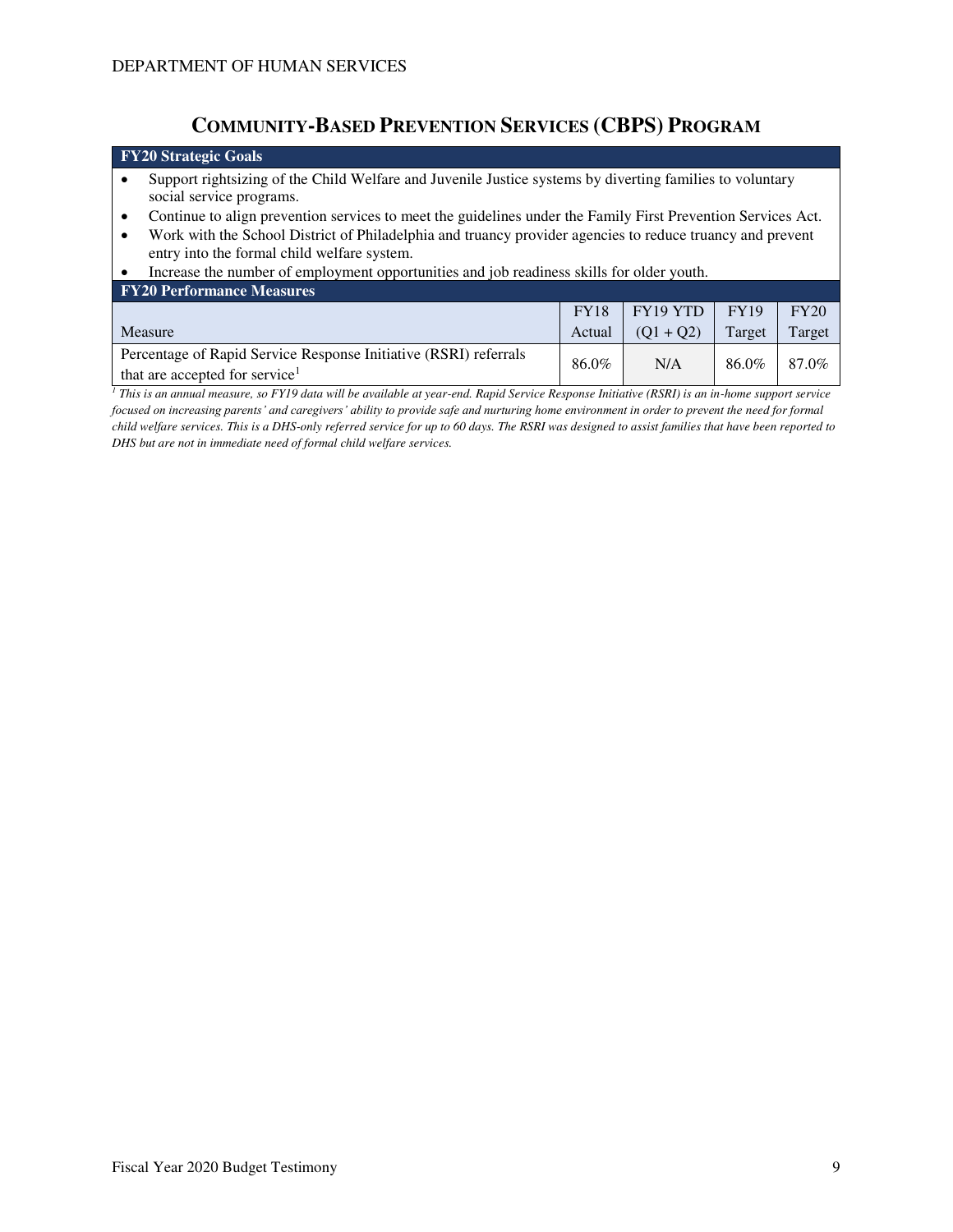## COMMUNITY-BASED PREVENTION SERVICES (CBPS) PROGRAM

**FY20 Strategic Goals**

- Support rightsizing of the Child Welfare and Juvenile Justice systems by diverting families to voluntary social service programs.
- Continue to align prevention services to meet the guidelines under the Family First Prevention Services Act.
- Work with the School District of Philadelphia and truancy provider agencies to reduce truancy and prevent entry into the formal child welfare system.
- Increase the number of employment opportunities and job readiness skills for older youth.

**FY20 Performance Measures**

| Measure | FY18 Actual | FY19 YTD (Q1 + Q2) | FY19 Target | FY20 Target |
|---|---|---|---|---|
| Percentage of Rapid Service Response Initiative (RSRI) referrals that are accepted for service[1] | 86.0% | N/A | 86.0% | 87.0% |

*[1] This is an annual measure, so FY19 data will be available at year-end. Rapid Service Response Initiative (RSRI) is an in-home support service focused on increasing parents' and caregivers' ability to provide safe and nurturing home environment in order to prevent the need for formal child welfare services. This is a DHS-only referred service for up to 60 days. The RSRI was designed to assist families that have been reported to DHS but are not in immediate need of formal child welfare services.*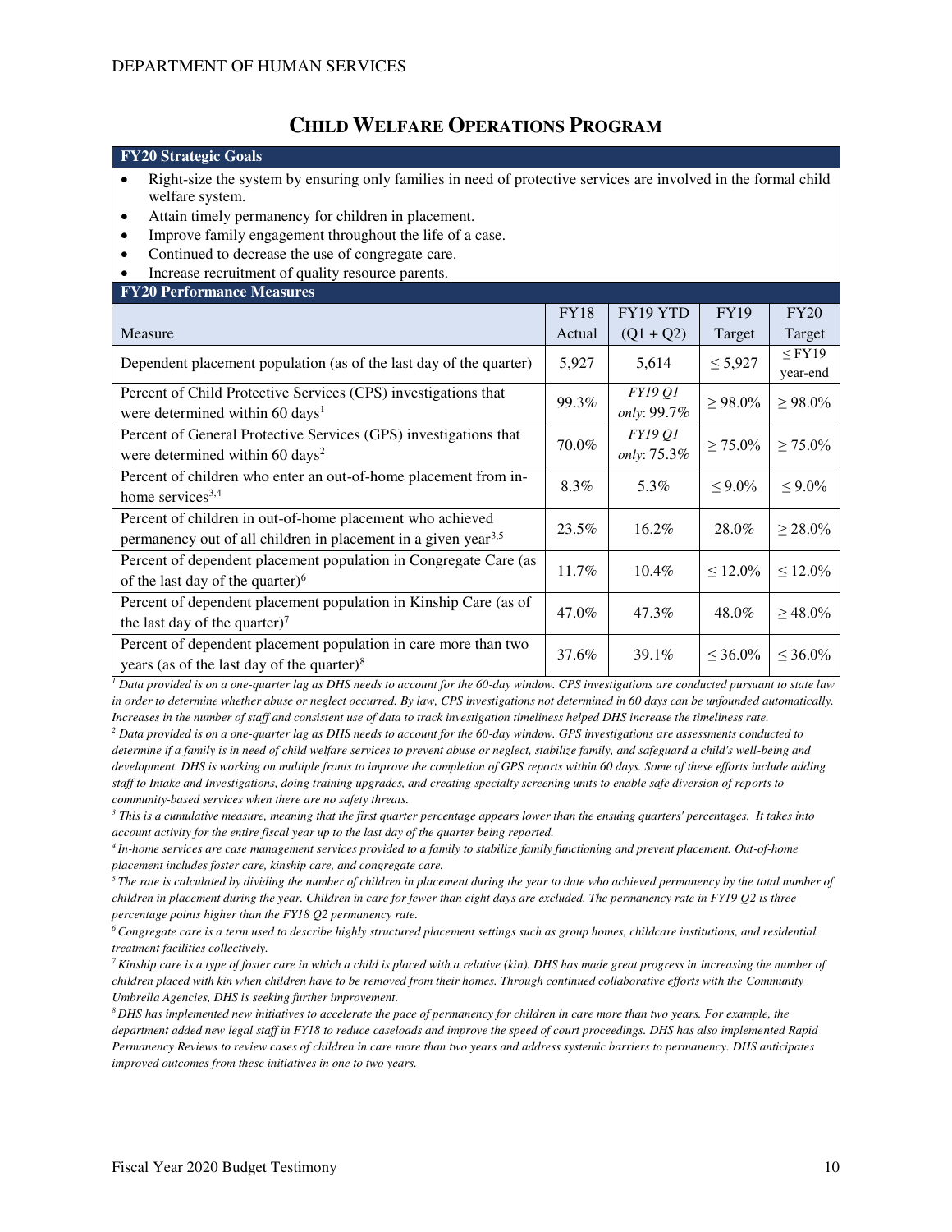## CHILD WELFARE OPERATIONS PROGRAM

**FY20 Strategic Goals**

- Right-size the system by ensuring only families in need of protective services are involved in the formal child welfare system.
- Attain timely permanency for children in placement.
- Improve family engagement throughout the life of a case.
- Continued to decrease the use of congregate care.
- Increase recruitment of quality resource parents.

**FY20 Performance Measures**

| Measure | FY18 Actual | FY19 YTD (Q1 + Q2) | FY19 Target | FY20 Target |
|---|---|---|---|---|
| Dependent placement population (as of the last day of the quarter) | 5,927 | 5,614 | ≤ 5,927 | ≤ FY19 year-end |
| Percent of Child Protective Services (CPS) investigations that were determined within 60 days[1] | 99.3% | *FY19 Q1 only*: 99.7% | ≥ 98.0% | ≥ 98.0% |
| Percent of General Protective Services (GPS) investigations that were determined within 60 days[2] | 70.0% | *FY19 Q1 only*: 75.3% | ≥ 75.0% | ≥ 75.0% |
| Percent of children who enter an out-of-home placement from in-home services[3,4] | 8.3% | 5.3% | ≤ 9.0% | ≤ 9.0% |
| Percent of children in out-of-home placement who achieved permanency out of all children in placement in a given year[3,5] | 23.5% | 16.2% | 28.0% | ≥ 28.0% |
| Percent of dependent placement population in Congregate Care (as of the last day of the quarter)[6] | 11.7% | 10.4% | ≤ 12.0% | ≤ 12.0% |
| Percent of dependent placement population in Kinship Care (as of the last day of the quarter)[7] | 47.0% | 47.3% | 48.0% | ≥ 48.0% |
| Percent of dependent placement population in care more than two years (as of the last day of the quarter)[8] | 37.6% | 39.1% | ≤ 36.0% | ≤ 36.0% |

*[1] Data provided is on a one-quarter lag as DHS needs to account for the 60-day window. CPS investigations are conducted pursuant to state law in order to determine whether abuse or neglect occurred. By law, CPS investigations not determined in 60 days can be unfounded automatically. Increases in the number of staff and consistent use of data to track investigation timeliness helped DHS increase the timeliness rate.*

*[2] Data provided is on a one-quarter lag as DHS needs to account for the 60-day window. GPS investigations are assessments conducted to determine if a family is in need of child welfare services to prevent abuse or neglect, stabilize family, and safeguard a child's well-being and development. DHS is working on multiple fronts to improve the completion of GPS reports within 60 days. Some of these efforts include adding staff to Intake and Investigations, doing training upgrades, and creating specialty screening units to enable safe diversion of reports to community-based services when there are no safety threats.*

*[3] This is a cumulative measure, meaning that the first quarter percentage appears lower than the ensuing quarters' percentages. It takes into account activity for the entire fiscal year up to the last day of the quarter being reported.*

*[4] In-home services are case management services provided to a family to stabilize family functioning and prevent placement. Out-of-home placement includes foster care, kinship care, and congregate care.*

*[5] The rate is calculated by dividing the number of children in placement during the year to date who achieved permanency by the total number of children in placement during the year. Children in care for fewer than eight days are excluded. The permanency rate in FY19 Q2 is three percentage points higher than the FY18 Q2 permanency rate.*

*[6] Congregate care is a term used to describe highly structured placement settings such as group homes, childcare institutions, and residential treatment facilities collectively.*

*[7] Kinship care is a type of foster care in which a child is placed with a relative (kin). DHS has made great progress in increasing the number of children placed with kin when children have to be removed from their homes. Through continued collaborative efforts with the Community Umbrella Agencies, DHS is seeking further improvement.*

*[8] DHS has implemented new initiatives to accelerate the pace of permanency for children in care more than two years. For example, the department added new legal staff in FY18 to reduce caseloads and improve the speed of court proceedings. DHS has also implemented Rapid Permanency Reviews to review cases of children in care more than two years and address systemic barriers to permanency. DHS anticipates improved outcomes from these initiatives in one to two years.*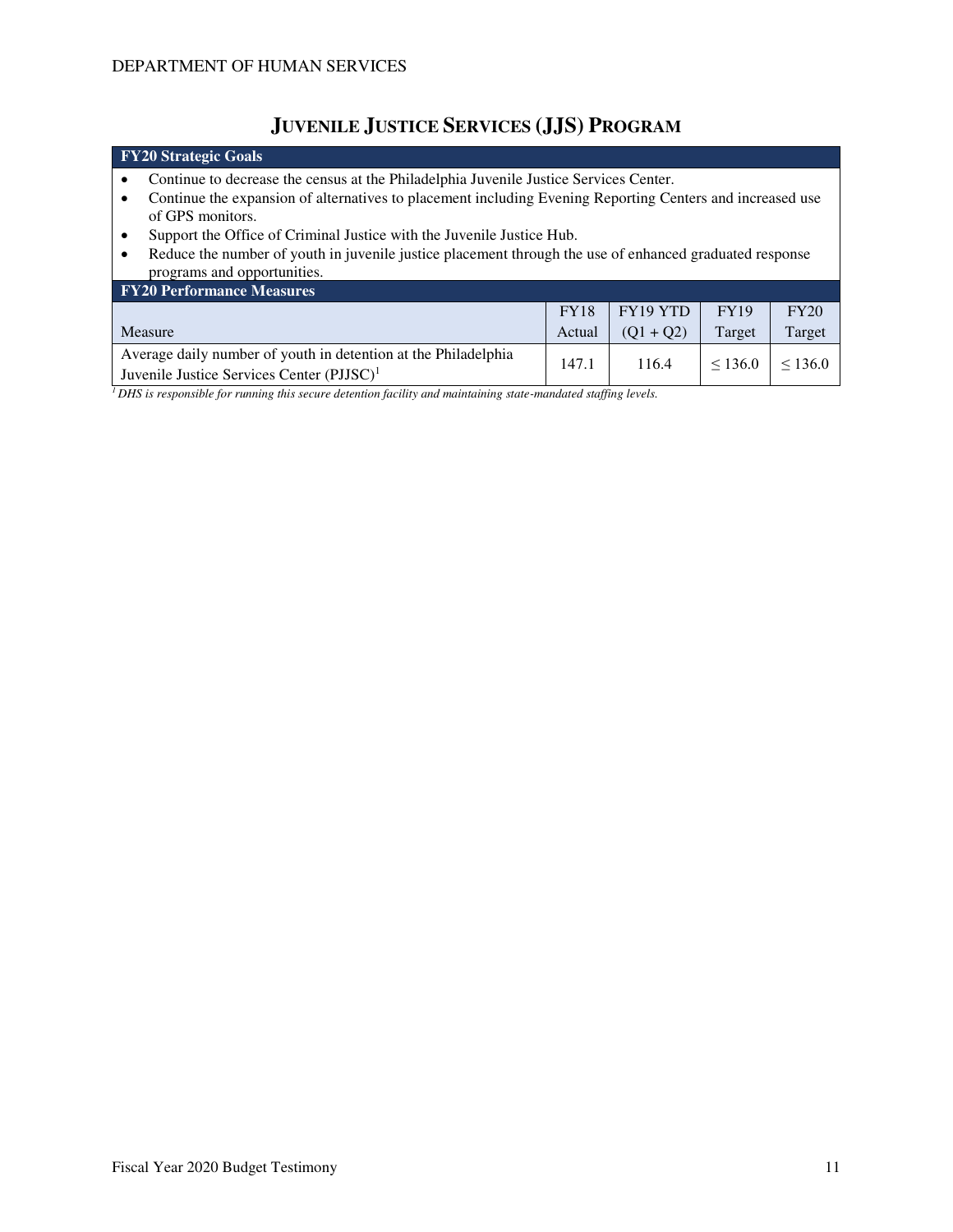# JUVENILE JUSTICE SERVICES (JJS) PROGRAM

**FY20 Strategic Goals**

- Continue to decrease the census at the Philadelphia Juvenile Justice Services Center.
- Continue the expansion of alternatives to placement including Evening Reporting Centers and increased use of GPS monitors.
- Support the Office of Criminal Justice with the Juvenile Justice Hub.
- Reduce the number of youth in juvenile justice placement through the use of enhanced graduated response programs and opportunities.

**FY20 Performance Measures**

| Measure | FY18 Actual | FY19 YTD (Q1 + Q2) | FY19 Target | FY20 Target |
|---|---|---|---|---|
| Average daily number of youth in detention at the Philadelphia Juvenile Justice Services Center (PJJSC)[1] | 147.1 | 116.4 | ≤ 136.0 | ≤ 136.0 |

*[1] DHS is responsible for running this secure detention facility and maintaining state-mandated staffing levels.*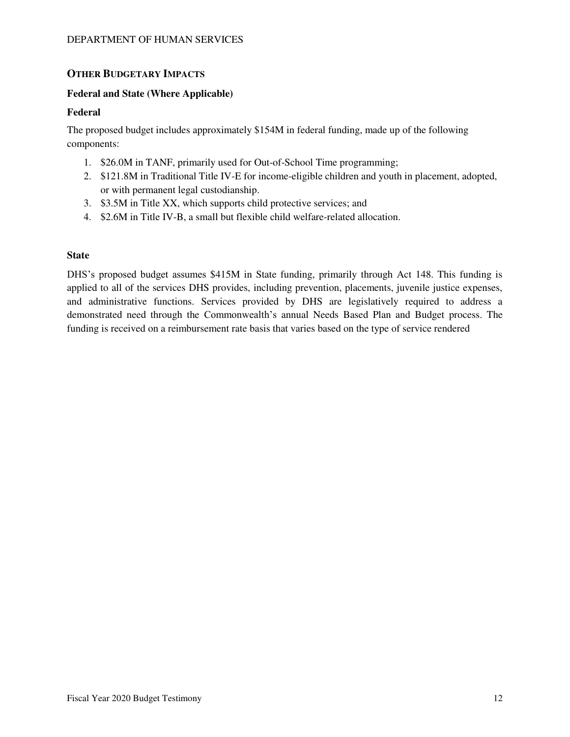## OTHER BUDGETARY IMPACTS

### Federal and State (Where Applicable)

### Federal

The proposed budget includes approximately $154M in federal funding, made up of the following components:

1. $26.0M in TANF, primarily used for Out-of-School Time programming;
2. $121.8M in Traditional Title IV-E for income-eligible children and youth in placement, adopted, or with permanent legal custodianship.
3. $3.5M in Title XX, which supports child protective services; and
4. $2.6M in Title IV-B, a small but flexible child welfare-related allocation.

### State

DHS's proposed budget assumes $415M in State funding, primarily through Act 148. This funding is applied to all of the services DHS provides, including prevention, placements, juvenile justice expenses, and administrative functions. Services provided by DHS are legislatively required to address a demonstrated need through the Commonwealth's annual Needs Based Plan and Budget process. The funding is received on a reimbursement rate basis that varies based on the type of service rendered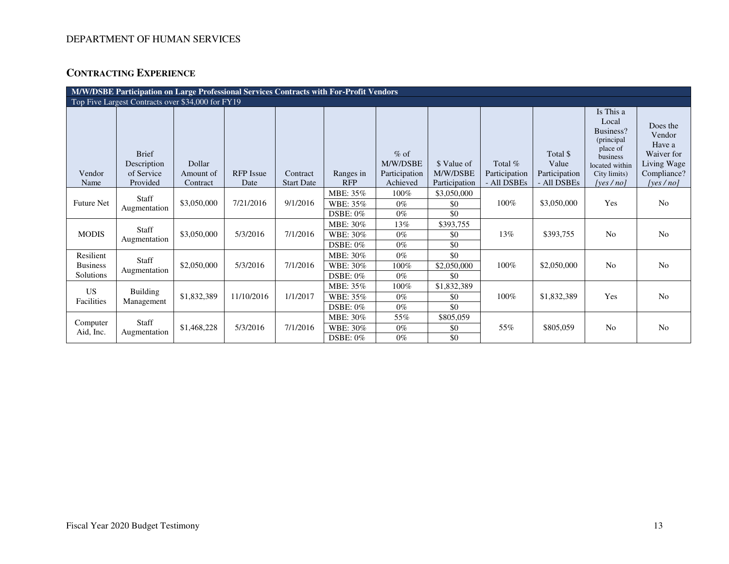## CONTRACTING EXPERIENCE

| M/W/DSBE Participation on Large Professional Services Contracts with For-Profit Vendors | | | | | | | | | | | |
|---|---|---|---|---|---|---|---|---|---|---|---|
| Top Five Largest Contracts over $34,000 for FY19 | | | | | | | | | | | |
| Vendor Name | Brief Description of Service Provided | Dollar Amount of Contract | RFP Issue Date | Contract Start Date | Ranges in RFP | % of M/W/DSBE Participation Achieved | $ Value of M/W/DSBE Participation | Total % Participation - All DSBEs | Total $ Value Participation - All DSBEs | Is This a Local Business? (principal place of business located within City limits) *[yes / no]* | Does the Vendor Have a Waiver for Living Wage Compliance? *[yes / no]* |
| Future Net | Staff Augmentation | $3,050,000 | 7/21/2016 | 9/1/2016 | MBE: 35% | 100% | $3,050,000 | 100% | $3,050,000 | Yes | No |
| | | | | | WBE: 35% | 0% | $0 | | | | |
| | | | | | DSBE: 0% | 0% | $0 | | | | |
| MODIS | Staff Augmentation | $3,050,000 | 5/3/2016 | 7/1/2016 | MBE: 30% | 13% | $393,755 | 13% | $393,755 | No | No |
| | | | | | WBE: 30% | 0% | $0 | | | | |
| | | | | | DSBE: 0% | 0% | $0 | | | | |
| Resilient Business Solutions | Staff Augmentation | $2,050,000 | 5/3/2016 | 7/1/2016 | MBE: 30% | 0% | $0 | 100% | $2,050,000 | No | No |
| | | | | | WBE: 30% | 100% | $2,050,000 | | | | |
| | | | | | DSBE: 0% | 0% | $0 | | | | |
| US Facilities | Building Management | $1,832,389 | 11/10/2016 | 1/1/2017 | MBE: 35% | 100% | $1,832,389 | 100% | $1,832,389 | Yes | No |
| | | | | | WBE: 35% | 0% | $0 | | | | |
| | | | | | DSBE: 0% | 0% | $0 | | | | |
| Computer Aid, Inc. | Staff Augmentation | $1,468,228 | 5/3/2016 | 7/1/2016 | MBE: 30% | 55% | $805,059 | 55% | $805,059 | No | No |
| | | | | | WBE: 30% | 0% | $0 | | | | |
| | | | | | DSBE: 0% | 0% | $0 | | | | |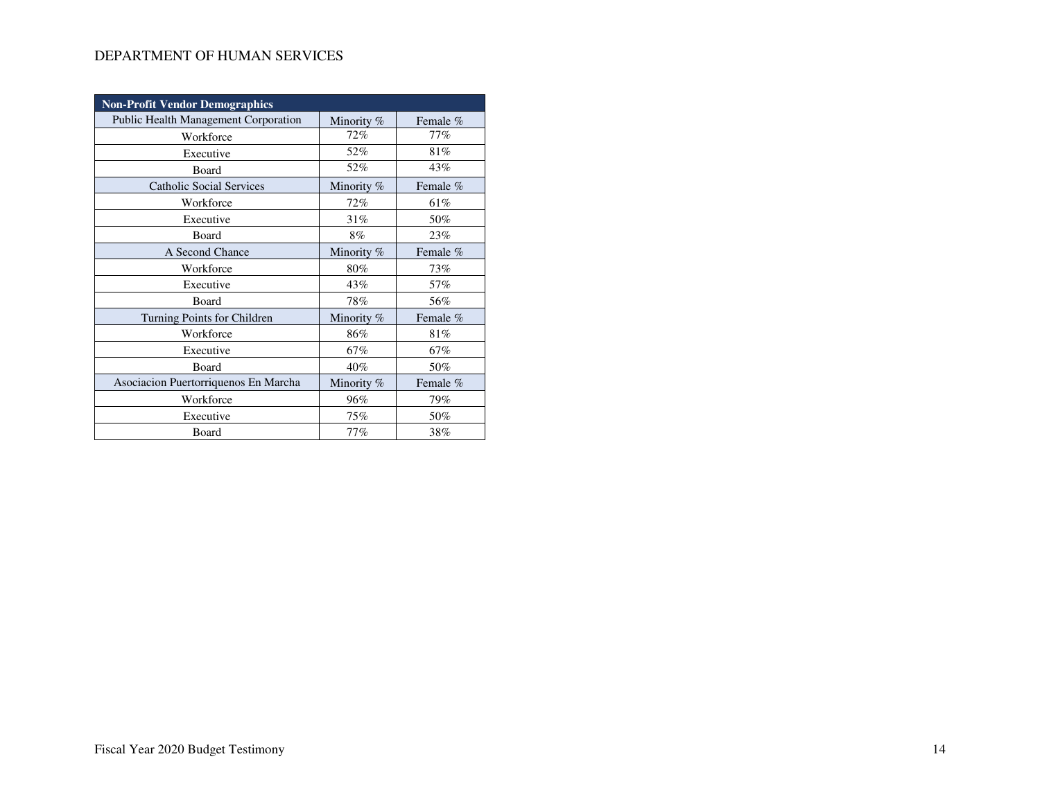DEPARTMENT OF HUMAN SERVICES

| Non-Profit Vendor Demographics | | |
|---|---|---|
| Public Health Management Corporation | Minority % | Female % |
| Workforce | 72% | 77% |
| Executive | 52% | 81% |
| Board | 52% | 43% |
| Catholic Social Services | Minority % | Female % |
| Workforce | 72% | 61% |
| Executive | 31% | 50% |
| Board | 8% | 23% |
| A Second Chance | Minority % | Female % |
| Workforce | 80% | 73% |
| Executive | 43% | 57% |
| Board | 78% | 56% |
| Turning Points for Children | Minority % | Female % |
| Workforce | 86% | 81% |
| Executive | 67% | 67% |
| Board | 40% | 50% |
| Asociacion Puertorriquenos En Marcha | Minority % | Female % |
| Workforce | 96% | 79% |
| Executive | 75% | 50% |
| Board | 77% | 38% |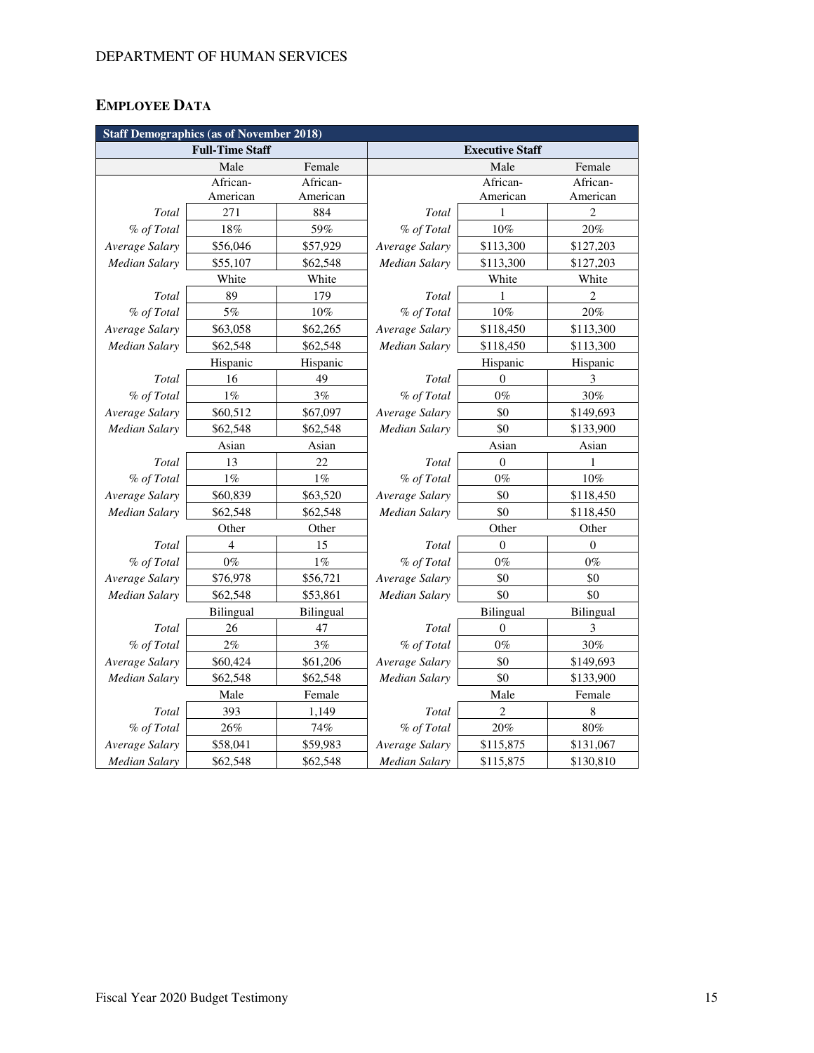## EMPLOYEE DATA

| Staff Demographics (as of November 2018) | | | | | |
|---|---|---|---|---|---|
| **Full-Time Staff** | | | **Executive Staff** | | |
| | Male | Female | | Male | Female |
| | African-American | African-American | | African-American | African-American |
| *Total* | 271 | 884 | *Total* | 1 | 2 |
| *% of Total* | 18% | 59% | *% of Total* | 10% | 20% |
| *Average Salary* | $56,046 | $57,929 | *Average Salary* | $113,300 | $127,203 |
| *Median Salary* | $55,107 | $62,548 | *Median Salary* | $113,300 | $127,203 |
| | White | White | | White | White |
| *Total* | 89 | 179 | *Total* | 1 | 2 |
| *% of Total* | 5% | 10% | *% of Total* | 10% | 20% |
| *Average Salary* | $63,058 | $62,265 | *Average Salary* | $118,450 | $113,300 |
| *Median Salary* | $62,548 | $62,548 | *Median Salary* | $118,450 | $113,300 |
| | Hispanic | Hispanic | | Hispanic | Hispanic |
| *Total* | 16 | 49 | *Total* | 0 | 3 |
| *% of Total* | 1% | 3% | *% of Total* | 0% | 30% |
| *Average Salary* | $60,512 | $67,097 | *Average Salary* | $0 | $149,693 |
| *Median Salary* | $62,548 | $62,548 | *Median Salary* | $0 | $133,900 |
| | Asian | Asian | | Asian | Asian |
| *Total* | 13 | 22 | *Total* | 0 | 1 |
| *% of Total* | 1% | 1% | *% of Total* | 0% | 10% |
| *Average Salary* | $60,839 | $63,520 | *Average Salary* | $0 | $118,450 |
| *Median Salary* | $62,548 | $62,548 | *Median Salary* | $0 | $118,450 |
| | Other | Other | | Other | Other |
| *Total* | 4 | 15 | *Total* | 0 | 0 |
| *% of Total* | 0% | 1% | *% of Total* | 0% | 0% |
| *Average Salary* | $76,978 | $56,721 | *Average Salary* | $0 | $0 |
| *Median Salary* | $62,548 | $53,861 | *Median Salary* | $0 | $0 |
| | Bilingual | Bilingual | | Bilingual | Bilingual |
| *Total* | 26 | 47 | *Total* | 0 | 3 |
| *% of Total* | 2% | 3% | *% of Total* | 0% | 30% |
| *Average Salary* | $60,424 | $61,206 | *Average Salary* | $0 | $149,693 |
| *Median Salary* | $62,548 | $62,548 | *Median Salary* | $0 | $133,900 |
| | Male | Female | | Male | Female |
| *Total* | 393 | 1,149 | *Total* | 2 | 8 |
| *% of Total* | 26% | 74% | *% of Total* | 20% | 80% |
| *Average Salary* | $58,041 | $59,983 | *Average Salary* | $115,875 | $131,067 |
| *Median Salary* | $62,548 | $62,548 | *Median Salary* | $115,875 | $130,810 |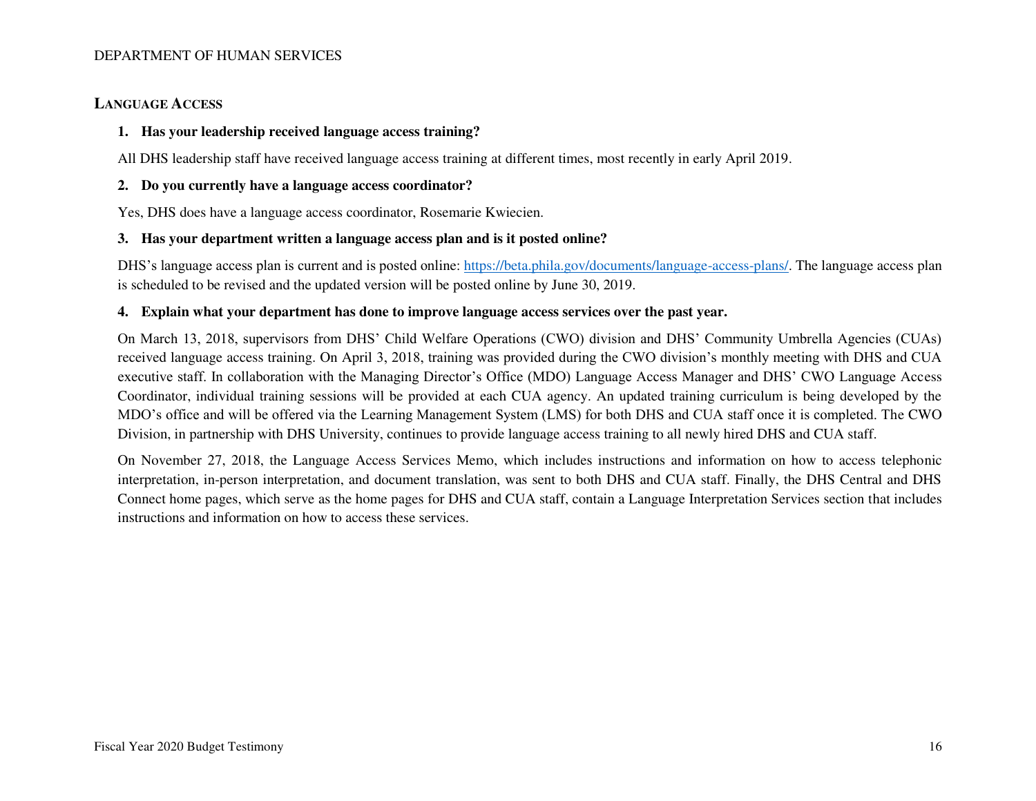## Language Access

**1. Has your leadership received language access training?**

All DHS leadership staff have received language access training at different times, most recently in early April 2019.

**2. Do you currently have a language access coordinator?**

Yes, DHS does have a language access coordinator, Rosemarie Kwiecien.

**3. Has your department written a language access plan and is it posted online?**

DHS's language access plan is current and is posted online: [https://beta.phila.gov/documents/language-access-plans/](https://beta.phila.gov/documents/language-access-plans/). The language access plan is scheduled to be revised and the updated version will be posted online by June 30, 2019.

**4. Explain what your department has done to improve language access services over the past year.**

On March 13, 2018, supervisors from DHS' Child Welfare Operations (CWO) division and DHS' Community Umbrella Agencies (CUAs) received language access training. On April 3, 2018, training was provided during the CWO division's monthly meeting with DHS and CUA executive staff. In collaboration with the Managing Director's Office (MDO) Language Access Manager and DHS' CWO Language Access Coordinator, individual training sessions will be provided at each CUA agency. An updated training curriculum is being developed by the MDO's office and will be offered via the Learning Management System (LMS) for both DHS and CUA staff once it is completed. The CWO Division, in partnership with DHS University, continues to provide language access training to all newly hired DHS and CUA staff.

On November 27, 2018, the Language Access Services Memo, which includes instructions and information on how to access telephonic interpretation, in-person interpretation, and document translation, was sent to both DHS and CUA staff. Finally, the DHS Central and DHS Connect home pages, which serve as the home pages for DHS and CUA staff, contain a Language Interpretation Services section that includes instructions and information on how to access these services.